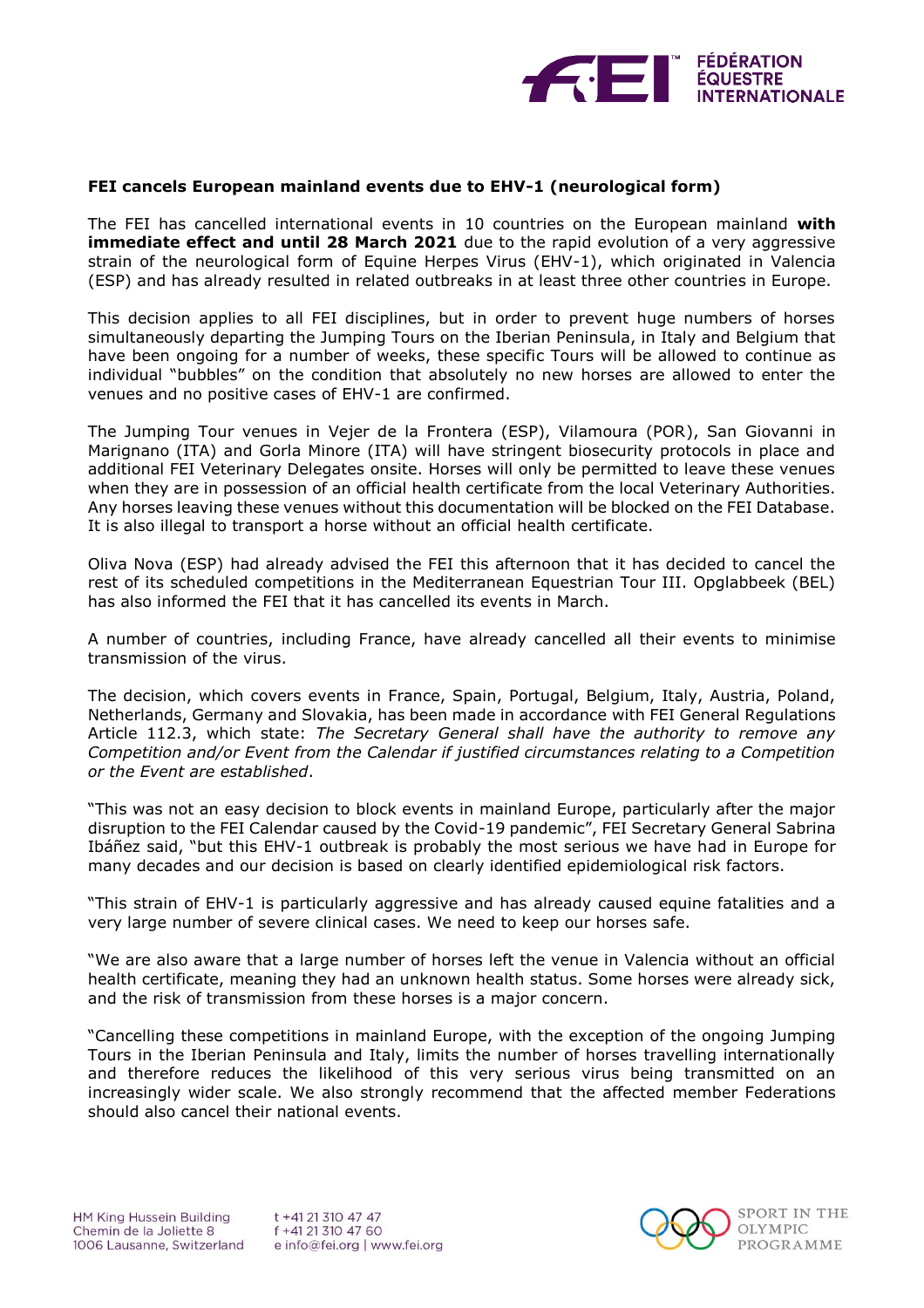## FEI cancels European mainland events due to EHV-1 (neurological form)

The FEI has cancelled international events in 10 countries on the European mainland **with immediate effect and until 28 March 2021** due to the rapid evolution of a very aggressive strain of the neurological form of Equine Herpes Virus (EHV-1), which originated in Valencia (ESP) and has already resulted in related outbreaks in at least three other countries in Europe.

This decision applies to all FEI disciplines, but in order to prevent huge numbers of horses simultaneously departing the Jumping Tours on the Iberian Peninsula, in Italy and Belgium that have been ongoing for a number of weeks, these specific Tours will be allowed to continue as individual "bubbles" on the condition that absolutely no new horses are allowed to enter the venues and no positive cases of EHV-1 are confirmed.

The Jumping Tour venues in Vejer de la Frontera (ESP), Vilamoura (POR), San Giovanni in Marignano (ITA) and Gorla Minore (ITA) will have stringent biosecurity protocols in place and additional FEI Veterinary Delegates onsite. Horses will only be permitted to leave these venues when they are in possession of an official health certificate from the local Veterinary Authorities. Any horses leaving these venues without this documentation will be blocked on the FEI Database. It is also illegal to transport a horse without an official health certificate.

Oliva Nova (ESP) had already advised the FEI this afternoon that it has decided to cancel the rest of its scheduled competitions in the Mediterranean Equestrian Tour III. Opglabbeek (BEL) has also informed the FEI that it has cancelled its events in March.

A number of countries, including France, have already cancelled all their events to minimise transmission of the virus.

The decision, which covers events in France, Spain, Portugal, Belgium, Italy, Austria, Poland, Netherlands, Germany and Slovakia, has been made in accordance with FEI General Regulations Article 112.3, which state: *The Secretary General shall have the authority to remove any Competition and/or Event from the Calendar if justified circumstances relating to a Competition or the Event are established*.

"This was not an easy decision to block events in mainland Europe, particularly after the major disruption to the FEI Calendar caused by the Covid-19 pandemic", FEI Secretary General Sabrina Ibáñez said, "but this EHV-1 outbreak is probably the most serious we have had in Europe for many decades and our decision is based on clearly identified epidemiological risk factors.

"This strain of EHV-1 is particularly aggressive and has already caused equine fatalities and a very large number of severe clinical cases. We need to keep our horses safe.

"We are also aware that a large number of horses left the venue in Valencia without an official health certificate, meaning they had an unknown health status. Some horses were already sick, and the risk of transmission from these horses is a major concern.

"Cancelling these competitions in mainland Europe, with the exception of the ongoing Jumping Tours in the Iberian Peninsula and Italy, limits the number of horses travelling internationally and therefore reduces the likelihood of this very serious virus being transmitted on an increasingly wider scale. We also strongly recommend that the affected member Federations should also cancel their national events.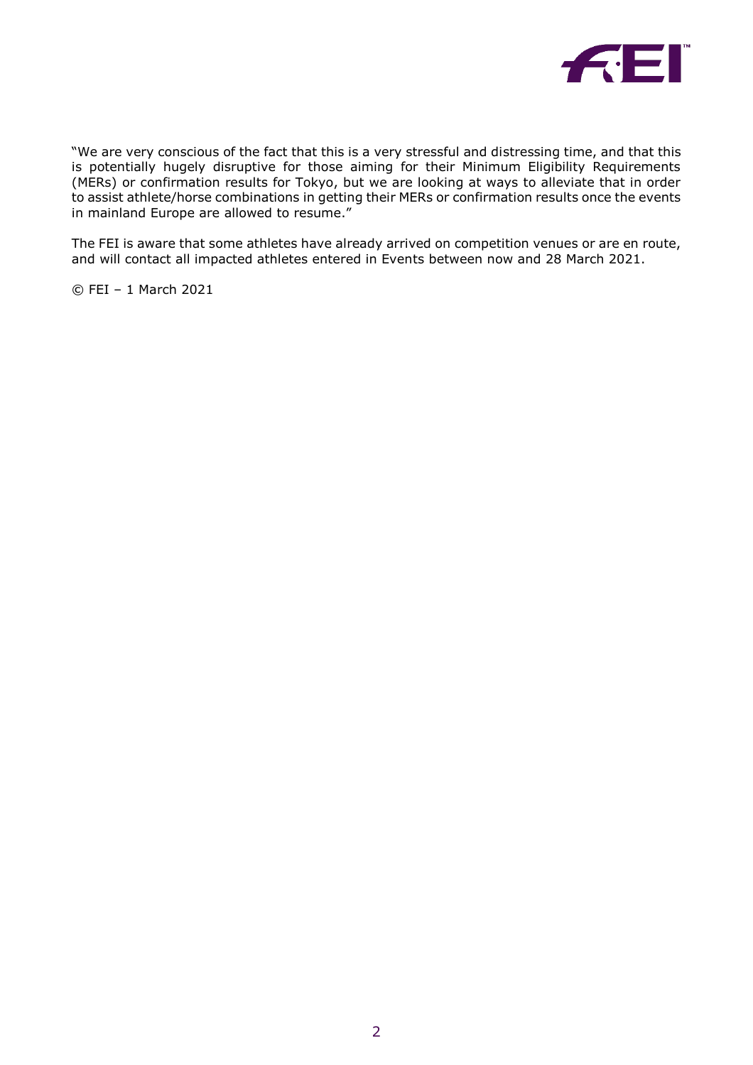"We are very conscious of the fact that this is a very stressful and distressing time, and that this is potentially hugely disruptive for those aiming for their Minimum Eligibility Requirements (MERs) or confirmation results for Tokyo, but we are looking at ways to alleviate that in order to assist athlete/horse combinations in getting their MERs or confirmation results once the events in mainland Europe are allowed to resume."

The FEI is aware that some athletes have already arrived on competition venues or are en route, and will contact all impacted athletes entered in Events between now and 28 March 2021.

© FEI – 1 March 2021